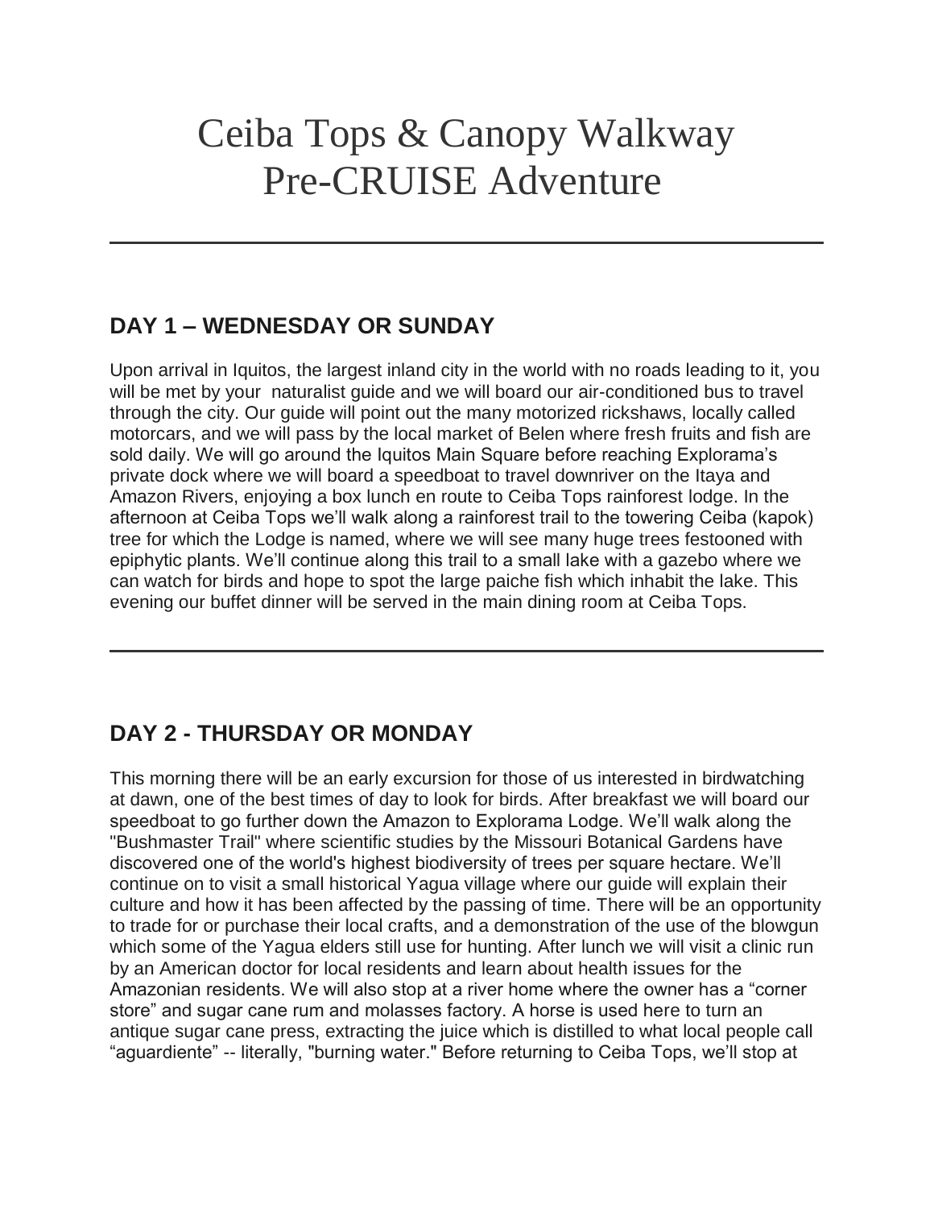# Ceiba Tops & Canopy Walkway Pre-CRUISE Adventure

---

## DAY 1 – WEDNESDAY OR SUNDAY

Upon arrival in Iquitos, the largest inland city in the world with no roads leading to it, you will be met by your naturalist guide and we will board our air-conditioned bus to travel through the city. Our guide will point out the many motorized rickshaws, locally called motorcars, and we will pass by the local market of Belen where fresh fruits and fish are sold daily. We will go around the Iquitos Main Square before reaching Explorama's private dock where we will board a speedboat to travel downriver on the Itaya and Amazon Rivers, enjoying a box lunch en route to Ceiba Tops rainforest lodge. In the afternoon at Ceiba Tops we'll walk along a rainforest trail to the towering Ceiba (kapok) tree for which the Lodge is named, where we will see many huge trees festooned with epiphytic plants. We'll continue along this trail to a small lake with a gazebo where we can watch for birds and hope to spot the large paiche fish which inhabit the lake. This evening our buffet dinner will be served in the main dining room at Ceiba Tops.

---

## DAY 2 - THURSDAY OR MONDAY

This morning there will be an early excursion for those of us interested in birdwatching at dawn, one of the best times of day to look for birds. After breakfast we will board our speedboat to go further down the Amazon to Explorama Lodge. We'll walk along the "Bushmaster Trail" where scientific studies by the Missouri Botanical Gardens have discovered one of the world's highest biodiversity of trees per square hectare. We'll continue on to visit a small historical Yagua village where our guide will explain their culture and how it has been affected by the passing of time. There will be an opportunity to trade for or purchase their local crafts, and a demonstration of the use of the blowgun which some of the Yagua elders still use for hunting. After lunch we will visit a clinic run by an American doctor for local residents and learn about health issues for the Amazonian residents. We will also stop at a river home where the owner has a "corner store" and sugar cane rum and molasses factory. A horse is used here to turn an antique sugar cane press, extracting the juice which is distilled to what local people call "aguardiente" -- literally, "burning water." Before returning to Ceiba Tops, we'll stop at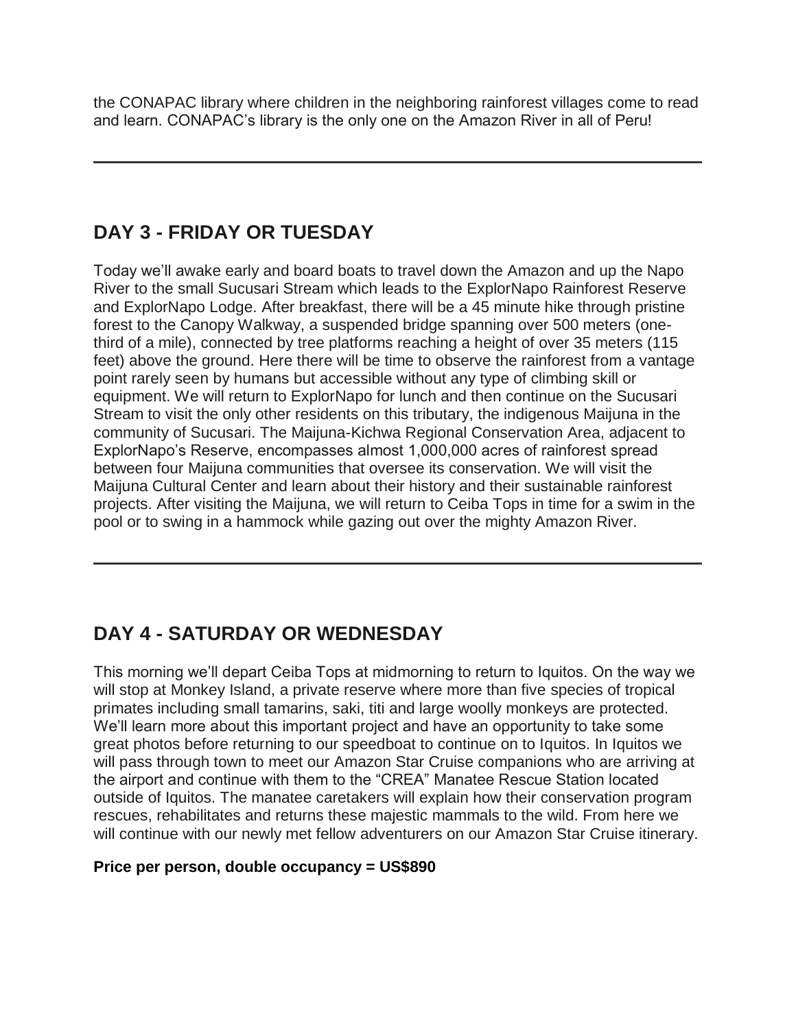the CONAPAC library where children in the neighboring rainforest villages come to read and learn. CONAPAC's library is the only one on the Amazon River in all of Peru!

---

## DAY 3 - FRIDAY OR TUESDAY

Today we'll awake early and board boats to travel down the Amazon and up the Napo River to the small Sucusari Stream which leads to the ExplorNapo Rainforest Reserve and ExplorNapo Lodge. After breakfast, there will be a 45 minute hike through pristine forest to the Canopy Walkway, a suspended bridge spanning over 500 meters (one-third of a mile), connected by tree platforms reaching a height of over 35 meters (115 feet) above the ground. Here there will be time to observe the rainforest from a vantage point rarely seen by humans but accessible without any type of climbing skill or equipment. We will return to ExplorNapo for lunch and then continue on the Sucusari Stream to visit the only other residents on this tributary, the indigenous Maijuna in the community of Sucusari. The Maijuna-Kichwa Regional Conservation Area, adjacent to ExplorNapo's Reserve, encompasses almost 1,000,000 acres of rainforest spread between four Maijuna communities that oversee its conservation. We will visit the Maijuna Cultural Center and learn about their history and their sustainable rainforest projects. After visiting the Maijuna, we will return to Ceiba Tops in time for a swim in the pool or to swing in a hammock while gazing out over the mighty Amazon River.

---

## DAY 4 - SATURDAY OR WEDNESDAY

This morning we'll depart Ceiba Tops at midmorning to return to Iquitos. On the way we will stop at Monkey Island, a private reserve where more than five species of tropical primates including small tamarins, saki, titi and large woolly monkeys are protected. We'll learn more about this important project and have an opportunity to take some great photos before returning to our speedboat to continue on to Iquitos. In Iquitos we will pass through town to meet our Amazon Star Cruise companions who are arriving at the airport and continue with them to the "CREA" Manatee Rescue Station located outside of Iquitos. The manatee caretakers will explain how their conservation program rescues, rehabilitates and returns these majestic mammals to the wild. From here we will continue with our newly met fellow adventurers on our Amazon Star Cruise itinerary.

**Price per person, double occupancy = US$890**